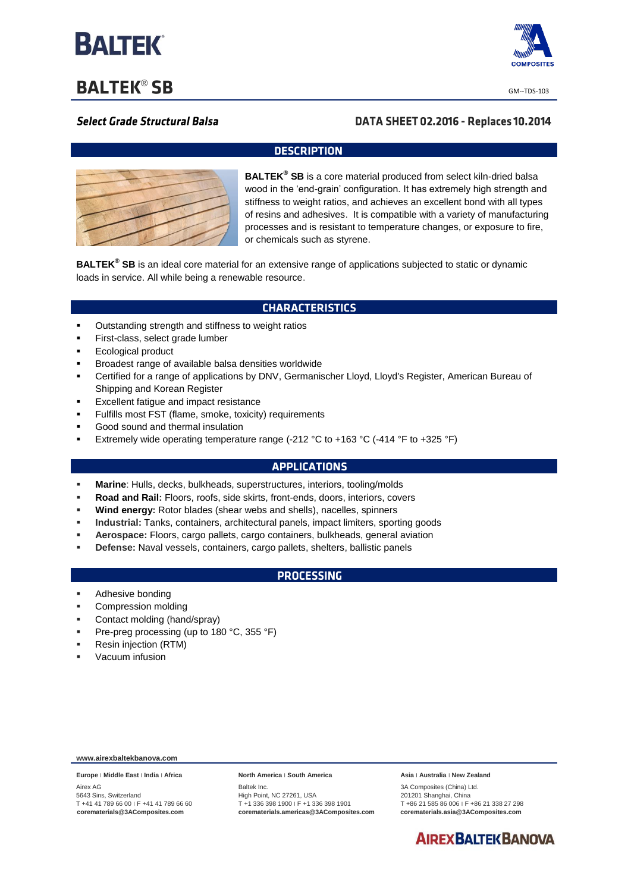# BALTEK® SB

GM--TDS-103

***Select Grade Structural Balsa***

**DATA SHEET 02.2016 - Replaces 10.2014**

## DESCRIPTION

**BALTEK® SB** is a core material produced from select kiln-dried balsa wood in the 'end-grain' configuration. It has extremely high strength and stiffness to weight ratios, and achieves an excellent bond with all types of resins and adhesives. It is compatible with a variety of manufacturing processes and is resistant to temperature changes, or exposure to fire, or chemicals such as styrene.

**BALTEK® SB** is an ideal core material for an extensive range of applications subjected to static or dynamic loads in service. All while being a renewable resource.

## CHARACTERISTICS

- Outstanding strength and stiffness to weight ratios
- First-class, select grade lumber
- Ecological product
- Broadest range of available balsa densities worldwide
- Certified for a range of applications by DNV, Germanischer Lloyd, Lloyd's Register, American Bureau of Shipping and Korean Register
- Excellent fatigue and impact resistance
- Fulfills most FST (flame, smoke, toxicity) requirements
- Good sound and thermal insulation
- Extremely wide operating temperature range (-212 °C to +163 °C (-414 °F to +325 °F)

## APPLICATIONS

- **Marine**: Hulls, decks, bulkheads, superstructures, interiors, tooling/molds
- **Road and Rail:** Floors, roofs, side skirts, front-ends, doors, interiors, covers
- **Wind energy:** Rotor blades (shear webs and shells), nacelles, spinners
- **Industrial:** Tanks, containers, architectural panels, impact limiters, sporting goods
- **Aerospace:** Floors, cargo pallets, cargo containers, bulkheads, general aviation
- **Defense:** Naval vessels, containers, cargo pallets, shelters, ballistic panels

## PROCESSING

- Adhesive bonding
- Compression molding
- Contact molding (hand/spray)
- Pre-preg processing (up to 180 °C, 355 °F)
- Resin injection (RTM)
- Vacuum infusion

**www.airexbaltekbanova.com**

**Europe | Middle East | India | Africa**
Airex AG
5643 Sins, Switzerland
T +41 41 789 66 00 | F +41 41 789 66 60
**corematerials@3AComposites.com**

**North America | South America**
Baltek Inc.
High Point, NC 27261, USA
T +1 336 398 1900 | F +1 336 398 1901
**corematerials.americas@3AComposites.com**

**Asia | Australia | New Zealand**
3A Composites (China) Ltd.
201201 Shanghai, China
T +86 21 585 86 006 | F +86 21 338 27 298
**corematerials.asia@3AComposites.com**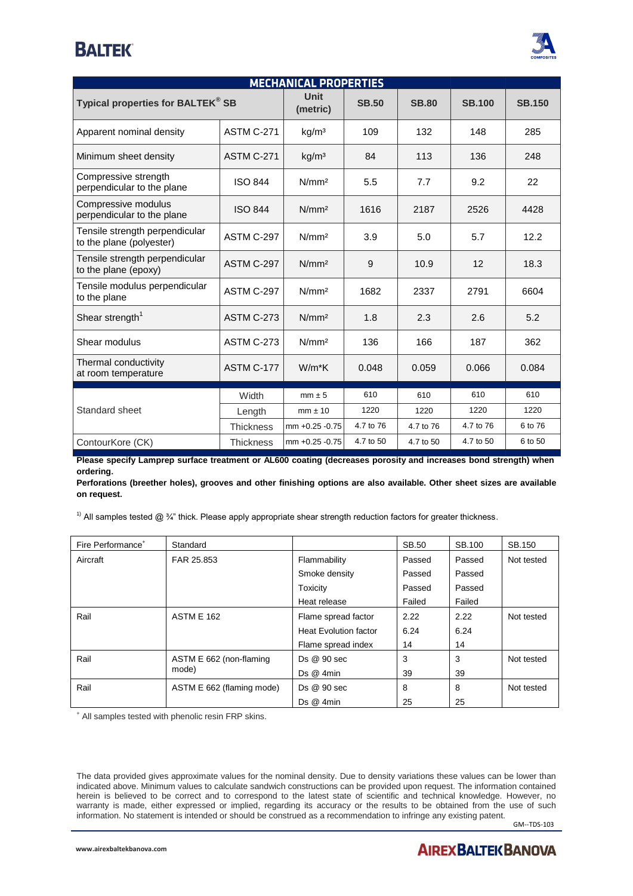| MECHANICAL PROPERTIES | | | | | | |
|---|---|---|---|---|---|---|
| Typical properties for BALTEK® SB | | Unit (metric) | SB.50 | SB.80 | SB.100 | SB.150 |
| Apparent nominal density | ASTM C-271 | kg/m³ | 109 | 132 | 148 | 285 |
| Minimum sheet density | ASTM C-271 | kg/m³ | 84 | 113 | 136 | 248 |
| Compressive strength perpendicular to the plane | ISO 844 | N/mm² | 5.5 | 7.7 | 9.2 | 22 |
| Compressive modulus perpendicular to the plane | ISO 844 | N/mm² | 1616 | 2187 | 2526 | 4428 |
| Tensile strength perpendicular to the plane (polyester) | ASTM C-297 | N/mm² | 3.9 | 5.0 | 5.7 | 12.2 |
| Tensile strength perpendicular to the plane (epoxy) | ASTM C-297 | N/mm² | 9 | 10.9 | 12 | 18.3 |
| Tensile modulus perpendicular to the plane | ASTM C-297 | N/mm² | 1682 | 2337 | 2791 | 6604 |
| Shear strength[1] | ASTM C-273 | N/mm² | 1.8 | 2.3 | 2.6 | 5.2 |
| Shear modulus | ASTM C-273 | N/mm² | 136 | 166 | 187 | 362 |
| Thermal conductivity at room temperature | ASTM C-177 | W/m*K | 0.048 | 0.059 | 0.066 | 0.084 |
| Standard sheet | Width | mm ± 5 | 610 | 610 | 610 | 610 |
| | Length | mm ± 10 | 1220 | 1220 | 1220 | 1220 |
| | Thickness | mm +0.25 -0.75 | 4.7 to 76 | 4.7 to 76 | 4.7 to 76 | 6 to 76 |
| ContourKore (CK) | Thickness | mm +0.25 -0.75 | 4.7 to 50 | 4.7 to 50 | 4.7 to 50 | 6 to 50 |

**Please specify Lamprep surface treatment or AL600 coating (decreases porosity and increases bond strength) when ordering.**

**Perforations (breether holes), grooves and other finishing options are also available. Other sheet sizes are available on request.**

[1] All samples tested @ ¾" thick. Please apply appropriate shear strength reduction factors for greater thickness.

| Fire Performance* | Standard | | SB.50 | SB.100 | SB.150 |
|---|---|---|---|---|---|
| Aircraft | FAR 25.853 | Flammability | Passed | Passed | Not tested |
| | | Smoke density | Passed | Passed | |
| | | Toxicity | Passed | Passed | |
| | | Heat release | Failed | Failed | |
| Rail | ASTM E 162 | Flame spread factor | 2.22 | 2.22 | Not tested |
| | | Heat Evolution factor | 6.24 | 6.24 | |
| | | Flame spread index | 14 | 14 | |
| Rail | ASTM E 662 (non-flaming mode) | Ds @ 90 sec | 3 | 3 | Not tested |
| | | Ds @ 4min | 39 | 39 | |
| Rail | ASTM E 662 (flaming mode) | Ds @ 90 sec | 8 | 8 | Not tested |
| | | Ds @ 4min | 25 | 25 | |

\* All samples tested with phenolic resin FRP skins.

The data provided gives approximate values for the nominal density. Due to density variations these values can be lower than indicated above. Minimum values to calculate sandwich constructions can be provided upon request. The information contained herein is believed to be correct and to correspond to the latest state of scientific and technical knowledge. However, no warranty is made, either expressed or implied, regarding its accuracy or the results to be obtained from the use of such information. No statement is intended or should be construed as a recommendation to infringe any existing patent.

GM--TDS-103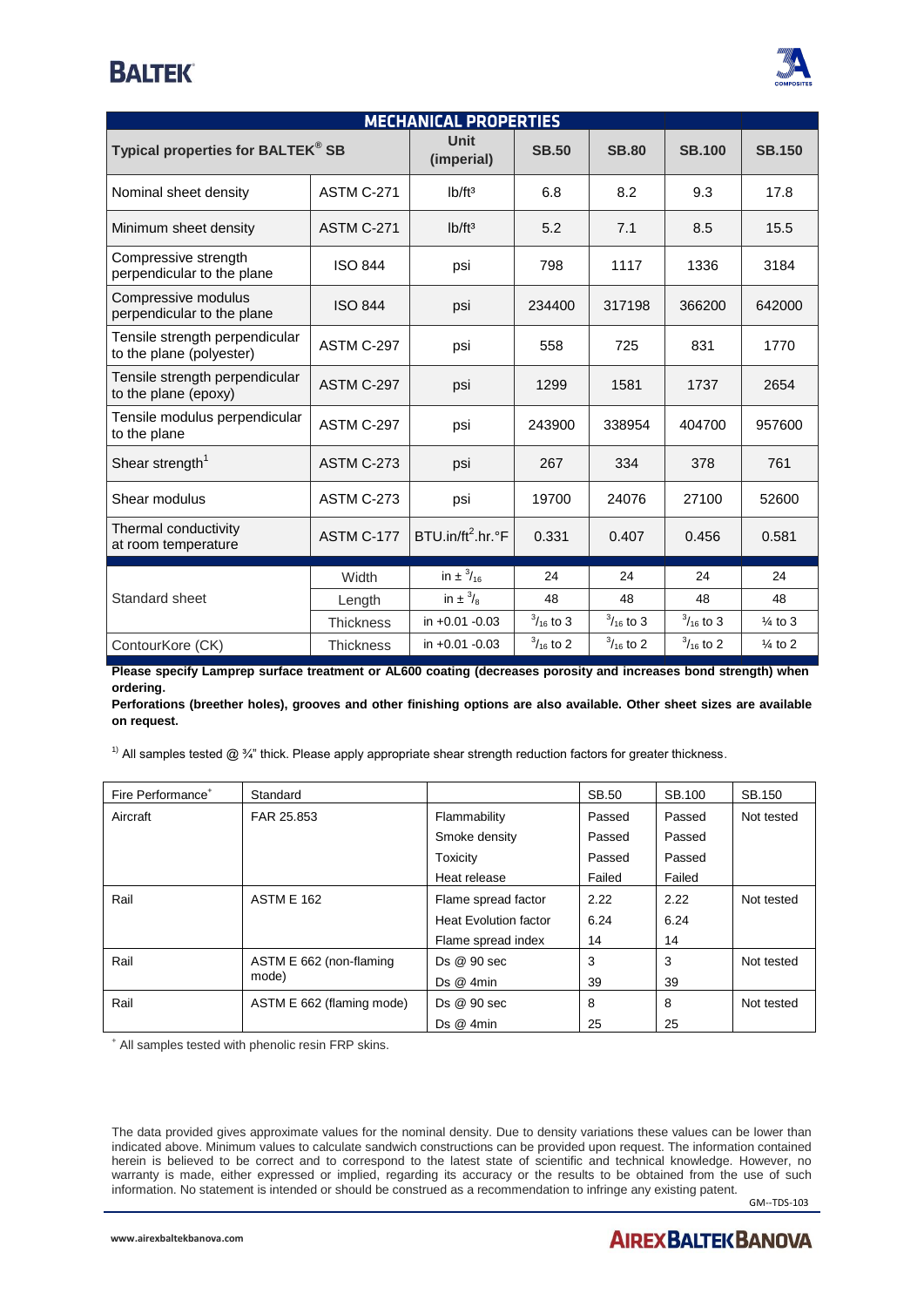| MECHANICAL PROPERTIES | | | | | | |
|---|---|---|---|---|---|---|
| Typical properties for BALTEK® SB | | Unit (imperial) | SB.50 | SB.80 | SB.100 | SB.150 |
| Nominal sheet density | ASTM C-271 | lb/ft³ | 6.8 | 8.2 | 9.3 | 17.8 |
| Minimum sheet density | ASTM C-271 | lb/ft³ | 5.2 | 7.1 | 8.5 | 15.5 |
| Compressive strength perpendicular to the plane | ISO 844 | psi | 798 | 1117 | 1336 | 3184 |
| Compressive modulus perpendicular to the plane | ISO 844 | psi | 234400 | 317198 | 366200 | 642000 |
| Tensile strength perpendicular to the plane (polyester) | ASTM C-297 | psi | 558 | 725 | 831 | 1770 |
| Tensile strength perpendicular to the plane (epoxy) | ASTM C-297 | psi | 1299 | 1581 | 1737 | 2654 |
| Tensile modulus perpendicular to the plane | ASTM C-297 | psi | 243900 | 338954 | 404700 | 957600 |
| Shear strength[1] | ASTM C-273 | psi | 267 | 334 | 378 | 761 |
| Shear modulus | ASTM C-273 | psi | 19700 | 24076 | 27100 | 52600 |
| Thermal conductivity at room temperature | ASTM C-177 | BTU.in/ft².hr.°F | 0.331 | 0.407 | 0.456 | 0.581 |
| Standard sheet | Width | in ± 3/16 | 24 | 24 | 24 | 24 |
| | Length | in ± 3/8 | 48 | 48 | 48 | 48 |
| | Thickness | in +0.01 -0.03 | 3/16 to 3 | 3/16 to 3 | 3/16 to 3 | ¼ to 3 |
| ContourKore (CK) | Thickness | in +0.01 -0.03 | 3/16 to 2 | 3/16 to 2 | 3/16 to 2 | ¼ to 2 |

**Please specify Lamprep surface treatment or AL600 coating (decreases porosity and increases bond strength) when ordering.**

**Perforations (breether holes), grooves and other finishing options are also available. Other sheet sizes are available on request.**

[1]) All samples tested @ ¾" thick. Please apply appropriate shear strength reduction factors for greater thickness.

| Fire Performance* | Standard | | SB.50 | SB.100 | SB.150 |
|---|---|---|---|---|---|
| Aircraft | FAR 25.853 | Flammability | Passed | Passed | Not tested |
| | | Smoke density | Passed | Passed | |
| | | Toxicity | Passed | Passed | |
| | | Heat release | Failed | Failed | |
| Rail | ASTM E 162 | Flame spread factor | 2.22 | 2.22 | Not tested |
| | | Heat Evolution factor | 6.24 | 6.24 | |
| | | Flame spread index | 14 | 14 | |
| Rail | ASTM E 662 (non-flaming mode) | Ds @ 90 sec | 3 | 3 | Not tested |
| | | Ds @ 4min | 39 | 39 | |
| Rail | ASTM E 662 (flaming mode) | Ds @ 90 sec | 8 | 8 | Not tested |
| | | Ds @ 4min | 25 | 25 | |

* All samples tested with phenolic resin FRP skins.

The data provided gives approximate values for the nominal density. Due to density variations these values can be lower than indicated above. Minimum values to calculate sandwich constructions can be provided upon request. The information contained herein is believed to be correct and to correspond to the latest state of scientific and technical knowledge. However, no warranty is made, either expressed or implied, regarding its accuracy or the results to be obtained from the use of such information. No statement is intended or should be construed as a recommendation to infringe any existing patent.

GM--TDS-103